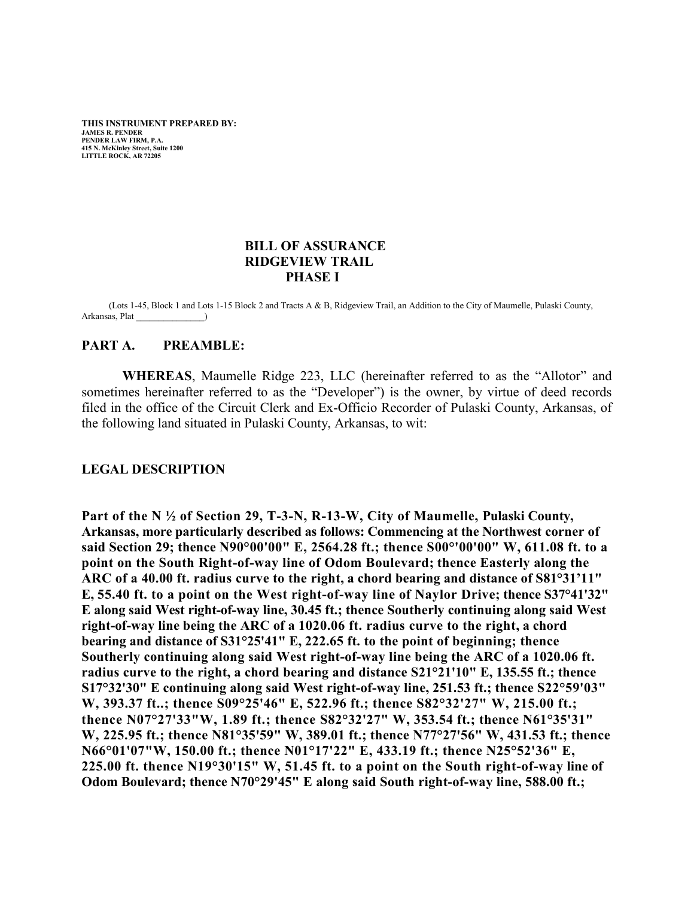**THIS INSTRUMENT PREPARED BY:**
**JAMES R. PENDER**
**PENDER LAW FIRM, P.A.**
**415 N. McKinley Street, Suite 1200**
**LITTLE ROCK, AR 72205**

# BILL OF ASSURANCE
# RIDGEVIEW TRAIL
# PHASE I

(Lots 1-45, Block 1 and Lots 1-15 Block 2 and Tracts A & B, Ridgeview Trail, an Addition to the City of Maumelle, Pulaski County, Arkansas, Plat _______________)

## PART A. PREAMBLE:

**WHEREAS**, Maumelle Ridge 223, LLC (hereinafter referred to as the "Allotor" and sometimes hereinafter referred to as the "Developer") is the owner, by virtue of deed records filed in the office of the Circuit Clerk and Ex-Officio Recorder of Pulaski County, Arkansas, of the following land situated in Pulaski County, Arkansas, to wit:

## LEGAL DESCRIPTION

**Part of the N ½ of Section 29, T-3-N, R-13-W, City of Maumelle, Pulaski County, Arkansas, more particularly described as follows: Commencing at the Northwest corner of said Section 29; thence N90°00'00" E, 2564.28 ft.; thence S00°'00'00" W, 611.08 ft. to a point on the South Right-of-way line of Odom Boulevard; thence Easterly along the ARC of a 40.00 ft. radius curve to the right, a chord bearing and distance of S81°31'11" E, 55.40 ft. to a point on the West right-of-way line of Naylor Drive; thence S37°41'32" E along said West right-of-way line, 30.45 ft.; thence Southerly continuing along said West right-of-way line being the ARC of a 1020.06 ft. radius curve to the right, a chord bearing and distance of S31°25'41" E, 222.65 ft. to the point of beginning; thence Southerly continuing along said West right-of-way line being the ARC of a 1020.06 ft. radius curve to the right, a chord bearing and distance S21°21'10" E, 135.55 ft.; thence S17°32'30" E continuing along said West right-of-way line, 251.53 ft.; thence S22°59'03" W, 393.37 ft..; thence S09°25'46" E, 522.96 ft.; thence S82°32'27" W, 215.00 ft.; thence N07°27'33"W, 1.89 ft.; thence S82°32'27" W, 353.54 ft.; thence N61°35'31" W, 225.95 ft.; thence N81°35'59" W, 389.01 ft.; thence N77°27'56" W, 431.53 ft.; thence N66°01'07"W, 150.00 ft.; thence N01°17'22" E, 433.19 ft.; thence N25°52'36" E, 225.00 ft. thence N19°30'15" W, 51.45 ft. to a point on the South right-of-way line of Odom Boulevard; thence N70°29'45" E along said South right-of-way line, 588.00 ft.;**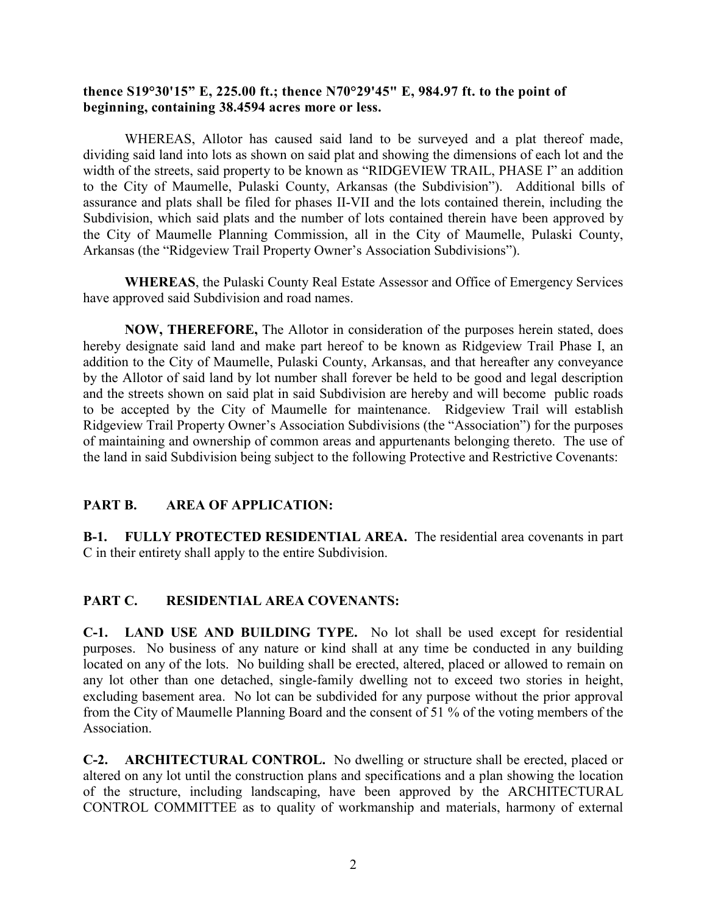**thence S19°30'15" E, 225.00 ft.; thence N70°29'45" E, 984.97 ft. to the point of beginning, containing 38.4594 acres more or less.**

WHEREAS, Allotor has caused said land to be surveyed and a plat thereof made, dividing said land into lots as shown on said plat and showing the dimensions of each lot and the width of the streets, said property to be known as "RIDGEVIEW TRAIL, PHASE I" an addition to the City of Maumelle, Pulaski County, Arkansas (the Subdivision"). Additional bills of assurance and plats shall be filed for phases II-VII and the lots contained therein, including the Subdivision, which said plats and the number of lots contained therein have been approved by the City of Maumelle Planning Commission, all in the City of Maumelle, Pulaski County, Arkansas (the "Ridgeview Trail Property Owner's Association Subdivisions").

**WHEREAS**, the Pulaski County Real Estate Assessor and Office of Emergency Services have approved said Subdivision and road names.

**NOW, THEREFORE,** The Allotor in consideration of the purposes herein stated, does hereby designate said land and make part hereof to be known as Ridgeview Trail Phase I, an addition to the City of Maumelle, Pulaski County, Arkansas, and that hereafter any conveyance by the Allotor of said land by lot number shall forever be held to be good and legal description and the streets shown on said plat in said Subdivision are hereby and will become public roads to be accepted by the City of Maumelle for maintenance. Ridgeview Trail will establish Ridgeview Trail Property Owner's Association Subdivisions (the "Association") for the purposes of maintaining and ownership of common areas and appurtenants belonging thereto. The use of the land in said Subdivision being subject to the following Protective and Restrictive Covenants:

## PART B. AREA OF APPLICATION:

**B-1. FULLY PROTECTED RESIDENTIAL AREA.** The residential area covenants in part C in their entirety shall apply to the entire Subdivision.

## PART C. RESIDENTIAL AREA COVENANTS:

**C-1. LAND USE AND BUILDING TYPE.** No lot shall be used except for residential purposes. No business of any nature or kind shall at any time be conducted in any building located on any of the lots. No building shall be erected, altered, placed or allowed to remain on any lot other than one detached, single-family dwelling not to exceed two stories in height, excluding basement area. No lot can be subdivided for any purpose without the prior approval from the City of Maumelle Planning Board and the consent of 51 % of the voting members of the Association.

**C-2. ARCHITECTURAL CONTROL.** No dwelling or structure shall be erected, placed or altered on any lot until the construction plans and specifications and a plan showing the location of the structure, including landscaping, have been approved by the ARCHITECTURAL CONTROL COMMITTEE as to quality of workmanship and materials, harmony of external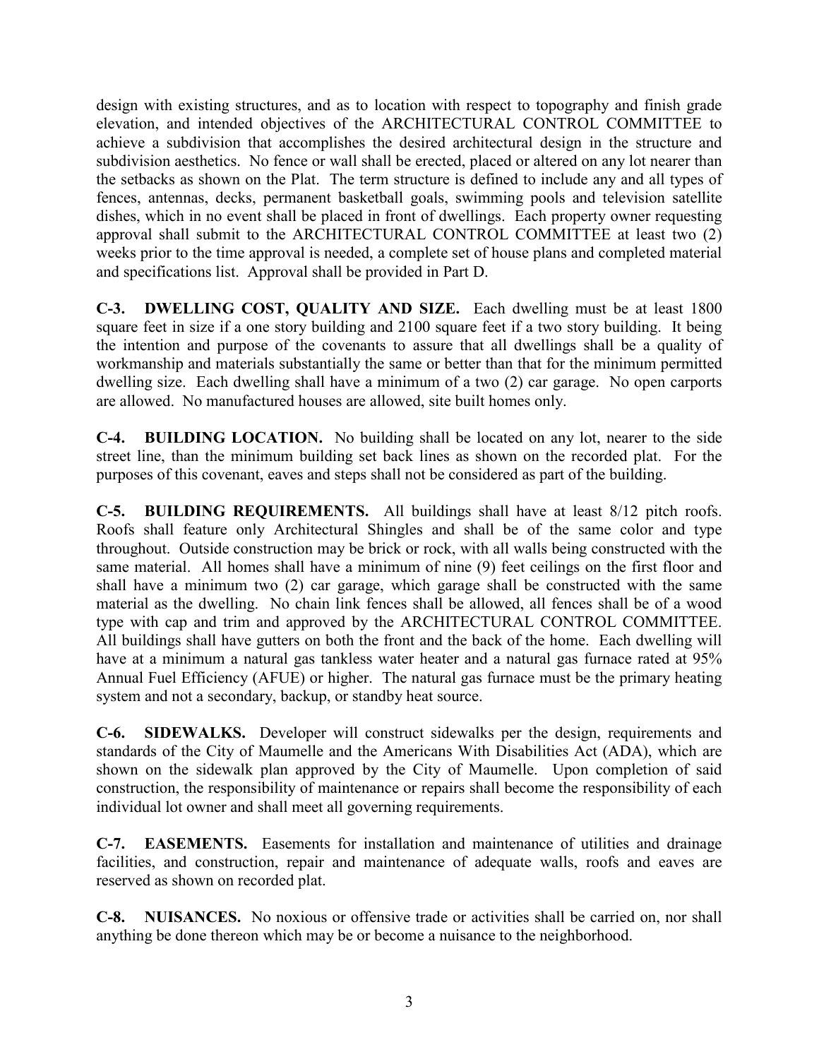design with existing structures, and as to location with respect to topography and finish grade elevation, and intended objectives of the ARCHITECTURAL CONTROL COMMITTEE to achieve a subdivision that accomplishes the desired architectural design in the structure and subdivision aesthetics. No fence or wall shall be erected, placed or altered on any lot nearer than the setbacks as shown on the Plat. The term structure is defined to include any and all types of fences, antennas, decks, permanent basketball goals, swimming pools and television satellite dishes, which in no event shall be placed in front of dwellings. Each property owner requesting approval shall submit to the ARCHITECTURAL CONTROL COMMITTEE at least two (2) weeks prior to the time approval is needed, a complete set of house plans and completed material and specifications list. Approval shall be provided in Part D.

**C-3. DWELLING COST, QUALITY AND SIZE.** Each dwelling must be at least 1800 square feet in size if a one story building and 2100 square feet if a two story building. It being the intention and purpose of the covenants to assure that all dwellings shall be a quality of workmanship and materials substantially the same or better than that for the minimum permitted dwelling size. Each dwelling shall have a minimum of a two (2) car garage. No open carports are allowed. No manufactured houses are allowed, site built homes only.

**C-4. BUILDING LOCATION.** No building shall be located on any lot, nearer to the side street line, than the minimum building set back lines as shown on the recorded plat. For the purposes of this covenant, eaves and steps shall not be considered as part of the building.

**C-5. BUILDING REQUIREMENTS.** All buildings shall have at least 8/12 pitch roofs. Roofs shall feature only Architectural Shingles and shall be of the same color and type throughout. Outside construction may be brick or rock, with all walls being constructed with the same material. All homes shall have a minimum of nine (9) feet ceilings on the first floor and shall have a minimum two (2) car garage, which garage shall be constructed with the same material as the dwelling. No chain link fences shall be allowed, all fences shall be of a wood type with cap and trim and approved by the ARCHITECTURAL CONTROL COMMITTEE. All buildings shall have gutters on both the front and the back of the home. Each dwelling will have at a minimum a natural gas tankless water heater and a natural gas furnace rated at 95% Annual Fuel Efficiency (AFUE) or higher. The natural gas furnace must be the primary heating system and not a secondary, backup, or standby heat source.

**C-6. SIDEWALKS.** Developer will construct sidewalks per the design, requirements and standards of the City of Maumelle and the Americans With Disabilities Act (ADA), which are shown on the sidewalk plan approved by the City of Maumelle. Upon completion of said construction, the responsibility of maintenance or repairs shall become the responsibility of each individual lot owner and shall meet all governing requirements.

**C-7. EASEMENTS.** Easements for installation and maintenance of utilities and drainage facilities, and construction, repair and maintenance of adequate walls, roofs and eaves are reserved as shown on recorded plat.

**C-8. NUISANCES.** No noxious or offensive trade or activities shall be carried on, nor shall anything be done thereon which may be or become a nuisance to the neighborhood.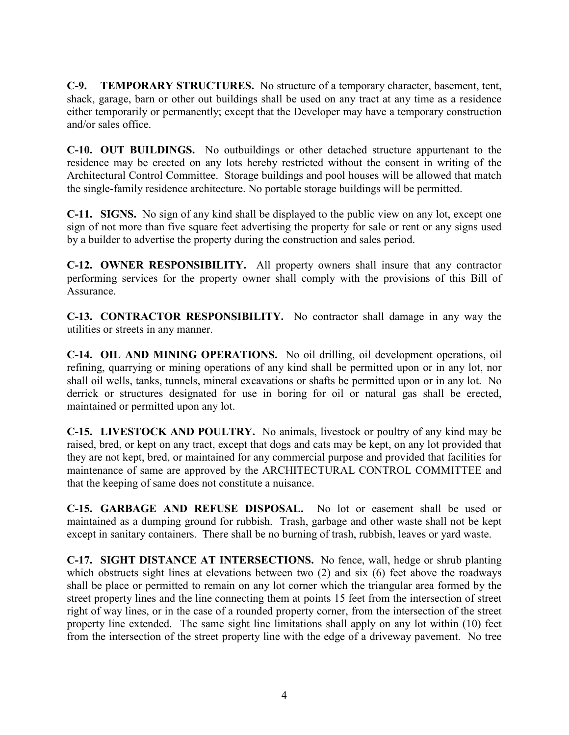**C-9. TEMPORARY STRUCTURES.** No structure of a temporary character, basement, tent, shack, garage, barn or other out buildings shall be used on any tract at any time as a residence either temporarily or permanently; except that the Developer may have a temporary construction and/or sales office.

**C-10. OUT BUILDINGS.** No outbuildings or other detached structure appurtenant to the residence may be erected on any lots hereby restricted without the consent in writing of the Architectural Control Committee. Storage buildings and pool houses will be allowed that match the single-family residence architecture. No portable storage buildings will be permitted.

**C-11. SIGNS.** No sign of any kind shall be displayed to the public view on any lot, except one sign of not more than five square feet advertising the property for sale or rent or any signs used by a builder to advertise the property during the construction and sales period.

**C-12. OWNER RESPONSIBILITY.** All property owners shall insure that any contractor performing services for the property owner shall comply with the provisions of this Bill of Assurance.

**C-13. CONTRACTOR RESPONSIBILITY.** No contractor shall damage in any way the utilities or streets in any manner.

**C-14. OIL AND MINING OPERATIONS.** No oil drilling, oil development operations, oil refining, quarrying or mining operations of any kind shall be permitted upon or in any lot, nor shall oil wells, tanks, tunnels, mineral excavations or shafts be permitted upon or in any lot. No derrick or structures designated for use in boring for oil or natural gas shall be erected, maintained or permitted upon any lot.

**C-15. LIVESTOCK AND POULTRY.** No animals, livestock or poultry of any kind may be raised, bred, or kept on any tract, except that dogs and cats may be kept, on any lot provided that they are not kept, bred, or maintained for any commercial purpose and provided that facilities for maintenance of same are approved by the ARCHITECTURAL CONTROL COMMITTEE and that the keeping of same does not constitute a nuisance.

**C-15. GARBAGE AND REFUSE DISPOSAL.** No lot or easement shall be used or maintained as a dumping ground for rubbish. Trash, garbage and other waste shall not be kept except in sanitary containers. There shall be no burning of trash, rubbish, leaves or yard waste.

**C-17. SIGHT DISTANCE AT INTERSECTIONS.** No fence, wall, hedge or shrub planting which obstructs sight lines at elevations between two (2) and six (6) feet above the roadways shall be place or permitted to remain on any lot corner which the triangular area formed by the street property lines and the line connecting them at points 15 feet from the intersection of street right of way lines, or in the case of a rounded property corner, from the intersection of the street property line extended. The same sight line limitations shall apply on any lot within (10) feet from the intersection of the street property line with the edge of a driveway pavement. No tree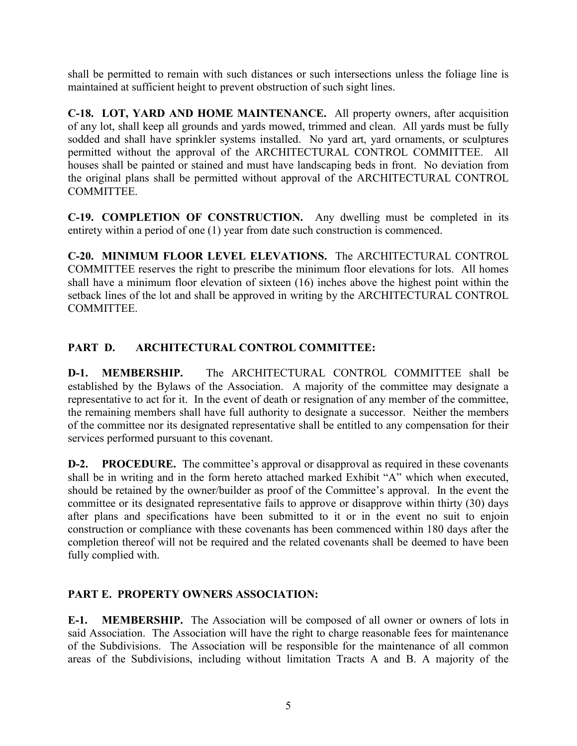shall be permitted to remain with such distances or such intersections unless the foliage line is maintained at sufficient height to prevent obstruction of such sight lines.

**C-18. LOT, YARD AND HOME MAINTENANCE.** All property owners, after acquisition of any lot, shall keep all grounds and yards mowed, trimmed and clean. All yards must be fully sodded and shall have sprinkler systems installed. No yard art, yard ornaments, or sculptures permitted without the approval of the ARCHITECTURAL CONTROL COMMITTEE. All houses shall be painted or stained and must have landscaping beds in front. No deviation from the original plans shall be permitted without approval of the ARCHITECTURAL CONTROL COMMITTEE.

**C-19. COMPLETION OF CONSTRUCTION.** Any dwelling must be completed in its entirety within a period of one (1) year from date such construction is commenced.

**C-20. MINIMUM FLOOR LEVEL ELEVATIONS.** The ARCHITECTURAL CONTROL COMMITTEE reserves the right to prescribe the minimum floor elevations for lots. All homes shall have a minimum floor elevation of sixteen (16) inches above the highest point within the setback lines of the lot and shall be approved in writing by the ARCHITECTURAL CONTROL COMMITTEE.

## PART D. ARCHITECTURAL CONTROL COMMITTEE:

**D-1. MEMBERSHIP.** The ARCHITECTURAL CONTROL COMMITTEE shall be established by the Bylaws of the Association. A majority of the committee may designate a representative to act for it. In the event of death or resignation of any member of the committee, the remaining members shall have full authority to designate a successor. Neither the members of the committee nor its designated representative shall be entitled to any compensation for their services performed pursuant to this covenant.

**D-2. PROCEDURE.** The committee's approval or disapproval as required in these covenants shall be in writing and in the form hereto attached marked Exhibit "A" which when executed, should be retained by the owner/builder as proof of the Committee's approval. In the event the committee or its designated representative fails to approve or disapprove within thirty (30) days after plans and specifications have been submitted to it or in the event no suit to enjoin construction or compliance with these covenants has been commenced within 180 days after the completion thereof will not be required and the related covenants shall be deemed to have been fully complied with.

## PART E. PROPERTY OWNERS ASSOCIATION:

**E-1. MEMBERSHIP.** The Association will be composed of all owner or owners of lots in said Association. The Association will have the right to charge reasonable fees for maintenance of the Subdivisions. The Association will be responsible for the maintenance of all common areas of the Subdivisions, including without limitation Tracts A and B. A majority of the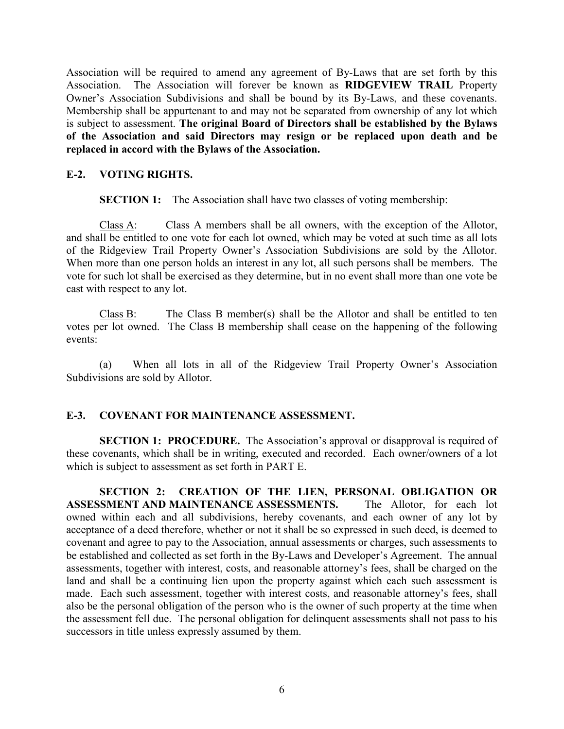Association will be required to amend any agreement of By-Laws that are set forth by this Association. The Association will forever be known as **RIDGEVIEW TRAIL** Property Owner's Association Subdivisions and shall be bound by its By-Laws, and these covenants. Membership shall be appurtenant to and may not be separated from ownership of any lot which is subject to assessment. **The original Board of Directors shall be established by the Bylaws of the Association and said Directors may resign or be replaced upon death and be replaced in accord with the Bylaws of the Association.**

## E-2. VOTING RIGHTS.

**SECTION 1:** The Association shall have two classes of voting membership:

Class A: Class A members shall be all owners, with the exception of the Allotor, and shall be entitled to one vote for each lot owned, which may be voted at such time as all lots of the Ridgeview Trail Property Owner's Association Subdivisions are sold by the Allotor. When more than one person holds an interest in any lot, all such persons shall be members. The vote for such lot shall be exercised as they determine, but in no event shall more than one vote be cast with respect to any lot.

Class B: The Class B member(s) shall be the Allotor and shall be entitled to ten votes per lot owned. The Class B membership shall cease on the happening of the following events:

(a) When all lots in all of the Ridgeview Trail Property Owner's Association Subdivisions are sold by Allotor.

## E-3. COVENANT FOR MAINTENANCE ASSESSMENT.

**SECTION 1: PROCEDURE.** The Association's approval or disapproval is required of these covenants, which shall be in writing, executed and recorded. Each owner/owners of a lot which is subject to assessment as set forth in PART E.

**SECTION 2: CREATION OF THE LIEN, PERSONAL OBLIGATION OR ASSESSMENT AND MAINTENANCE ASSESSMENTS.** The Allotor, for each lot owned within each and all subdivisions, hereby covenants, and each owner of any lot by acceptance of a deed therefore, whether or not it shall be so expressed in such deed, is deemed to covenant and agree to pay to the Association, annual assessments or charges, such assessments to be established and collected as set forth in the By-Laws and Developer's Agreement. The annual assessments, together with interest, costs, and reasonable attorney's fees, shall be charged on the land and shall be a continuing lien upon the property against which each such assessment is made. Each such assessment, together with interest costs, and reasonable attorney's fees, shall also be the personal obligation of the person who is the owner of such property at the time when the assessment fell due. The personal obligation for delinquent assessments shall not pass to his successors in title unless expressly assumed by them.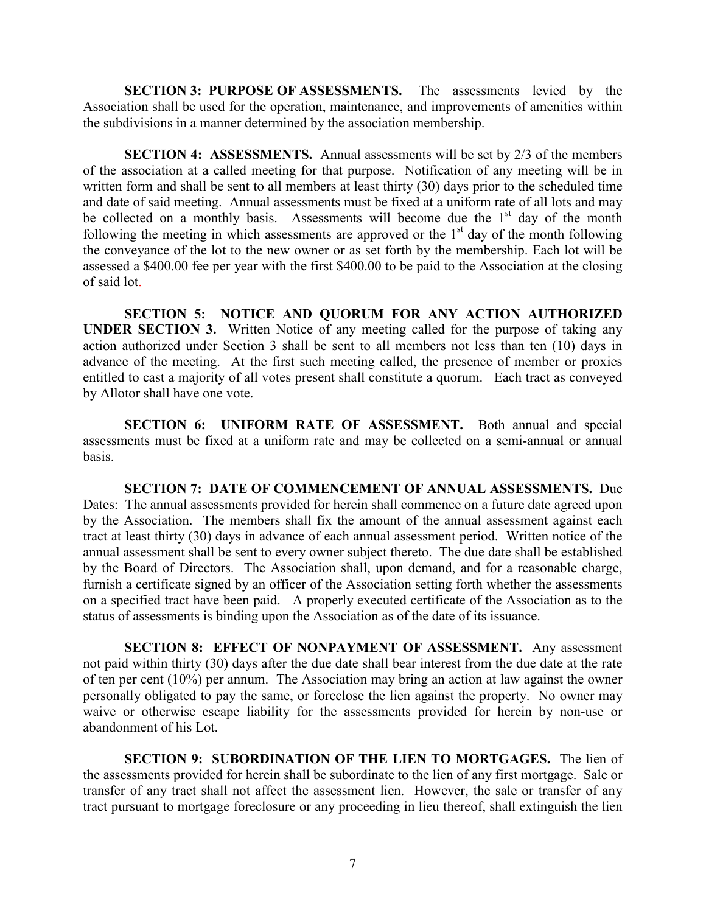**SECTION 3: PURPOSE OF ASSESSMENTS.** The assessments levied by the Association shall be used for the operation, maintenance, and improvements of amenities within the subdivisions in a manner determined by the association membership.

**SECTION 4: ASSESSMENTS.** Annual assessments will be set by 2/3 of the members of the association at a called meeting for that purpose. Notification of any meeting will be in written form and shall be sent to all members at least thirty (30) days prior to the scheduled time and date of said meeting. Annual assessments must be fixed at a uniform rate of all lots and may be collected on a monthly basis. Assessments will become due the 1st day of the month following the meeting in which assessments are approved or the 1st day of the month following the conveyance of the lot to the new owner or as set forth by the membership. Each lot will be assessed a $400.00 fee per year with the first $400.00 to be paid to the Association at the closing of said lot.

**SECTION 5: NOTICE AND QUORUM FOR ANY ACTION AUTHORIZED UNDER SECTION 3.** Written Notice of any meeting called for the purpose of taking any action authorized under Section 3 shall be sent to all members not less than ten (10) days in advance of the meeting. At the first such meeting called, the presence of member or proxies entitled to cast a majority of all votes present shall constitute a quorum. Each tract as conveyed by Allotor shall have one vote.

**SECTION 6: UNIFORM RATE OF ASSESSMENT.** Both annual and special assessments must be fixed at a uniform rate and may be collected on a semi-annual or annual basis.

**SECTION 7: DATE OF COMMENCEMENT OF ANNUAL ASSESSMENTS.** Due Dates: The annual assessments provided for herein shall commence on a future date agreed upon by the Association. The members shall fix the amount of the annual assessment against each tract at least thirty (30) days in advance of each annual assessment period. Written notice of the annual assessment shall be sent to every owner subject thereto. The due date shall be established by the Board of Directors. The Association shall, upon demand, and for a reasonable charge, furnish a certificate signed by an officer of the Association setting forth whether the assessments on a specified tract have been paid. A properly executed certificate of the Association as to the status of assessments is binding upon the Association as of the date of its issuance.

**SECTION 8: EFFECT OF NONPAYMENT OF ASSESSMENT.** Any assessment not paid within thirty (30) days after the due date shall bear interest from the due date at the rate of ten per cent (10%) per annum. The Association may bring an action at law against the owner personally obligated to pay the same, or foreclose the lien against the property. No owner may waive or otherwise escape liability for the assessments provided for herein by non-use or abandonment of his Lot.

**SECTION 9: SUBORDINATION OF THE LIEN TO MORTGAGES.** The lien of the assessments provided for herein shall be subordinate to the lien of any first mortgage. Sale or transfer of any tract shall not affect the assessment lien. However, the sale or transfer of any tract pursuant to mortgage foreclosure or any proceeding in lieu thereof, shall extinguish the lien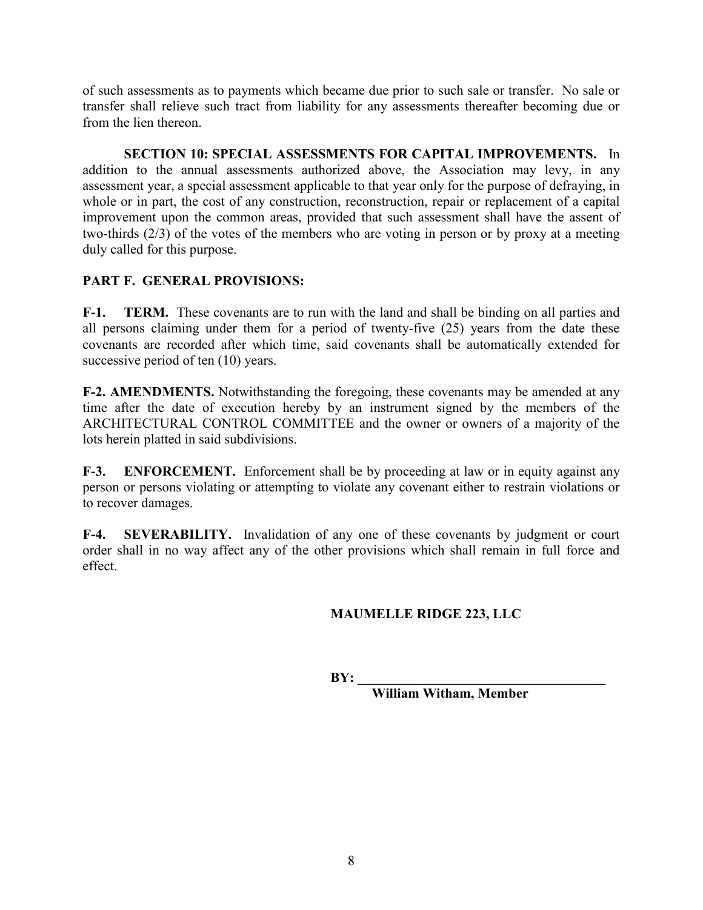of such assessments as to payments which became due prior to such sale or transfer. No sale or transfer shall relieve such tract from liability for any assessments thereafter becoming due or from the lien thereon.

**SECTION 10: SPECIAL ASSESSMENTS FOR CAPITAL IMPROVEMENTS.** In addition to the annual assessments authorized above, the Association may levy, in any assessment year, a special assessment applicable to that year only for the purpose of defraying, in whole or in part, the cost of any construction, reconstruction, repair or replacement of a capital improvement upon the common areas, provided that such assessment shall have the assent of two-thirds (2/3) of the votes of the members who are voting in person or by proxy at a meeting duly called for this purpose.

**PART F. GENERAL PROVISIONS:**

**F-1. TERM.** These covenants are to run with the land and shall be binding on all parties and all persons claiming under them for a period of twenty-five (25) years from the date these covenants are recorded after which time, said covenants shall be automatically extended for successive period of ten (10) years.

**F-2. AMENDMENTS.** Notwithstanding the foregoing, these covenants may be amended at any time after the date of execution hereby by an instrument signed by the members of the ARCHITECTURAL CONTROL COMMITTEE and the owner or owners of a majority of the lots herein platted in said subdivisions.

**F-3. ENFORCEMENT.** Enforcement shall be by proceeding at law or in equity against any person or persons violating or attempting to violate any covenant either to restrain violations or to recover damages.

**F-4. SEVERABILITY.** Invalidation of any one of these covenants by judgment or court order shall in no way affect any of the other provisions which shall remain in full force and effect.

**MAUMELLE RIDGE 223, LLC**

**BY: ____________________________________**
**William Witham, Member**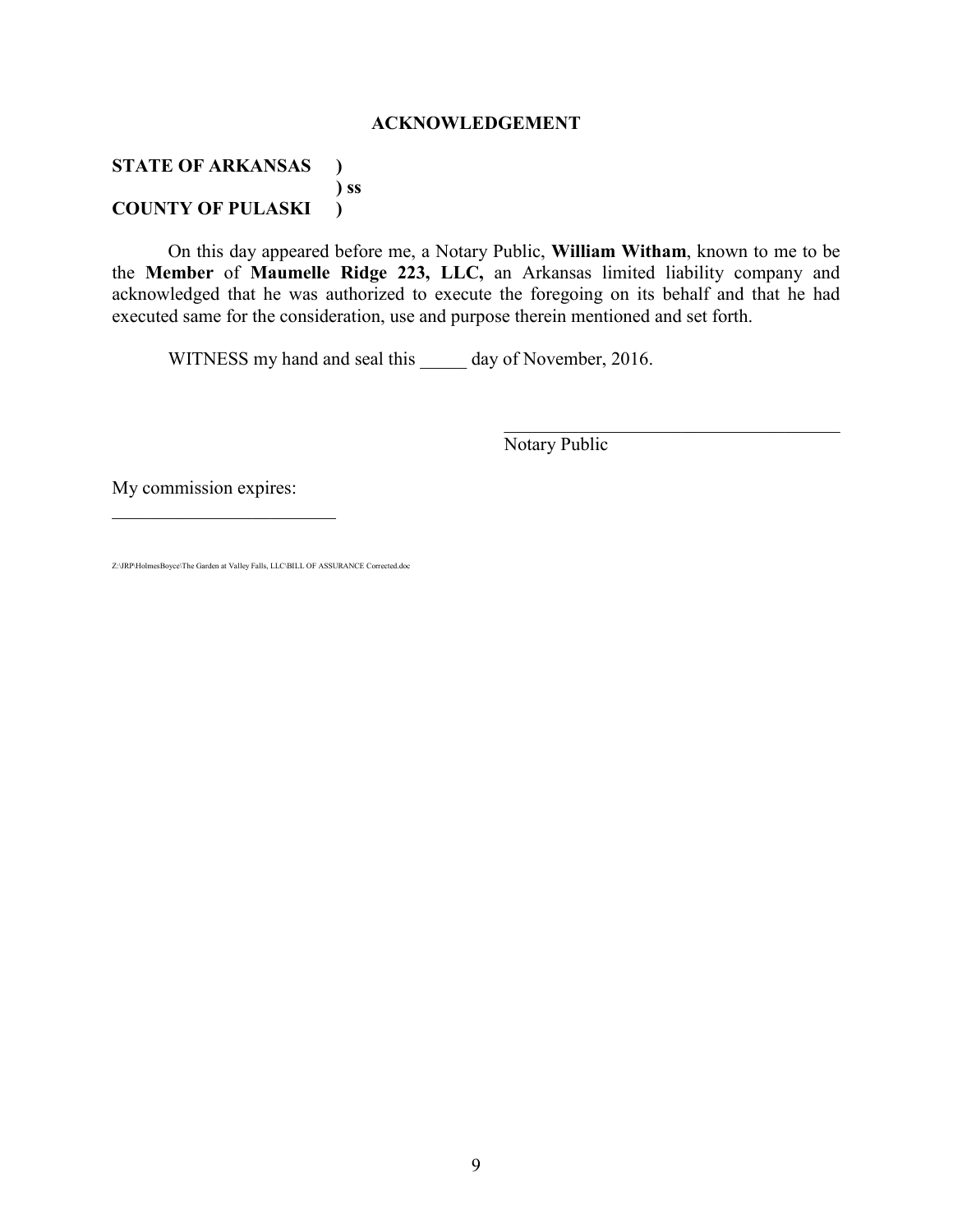## ACKNOWLEDGEMENT

**STATE OF ARKANSAS )**
**) ss**
**COUNTY OF PULASKI )**

On this day appeared before me, a Notary Public, **William Witham**, known to me to be the **Member** of **Maumelle Ridge 223, LLC,** an Arkansas limited liability company and acknowledged that he was authorized to execute the foregoing on its behalf and that he had executed same for the consideration, use and purpose therein mentioned and set forth.

WITNESS my hand and seal this _____ day of November, 2016.

_______________________________________
Notary Public

My commission expires:
_________________________

Z:\JRP\HolmesBoyce\The Garden at Valley Falls, LLC\BILL OF ASSURANCE Corrected.doc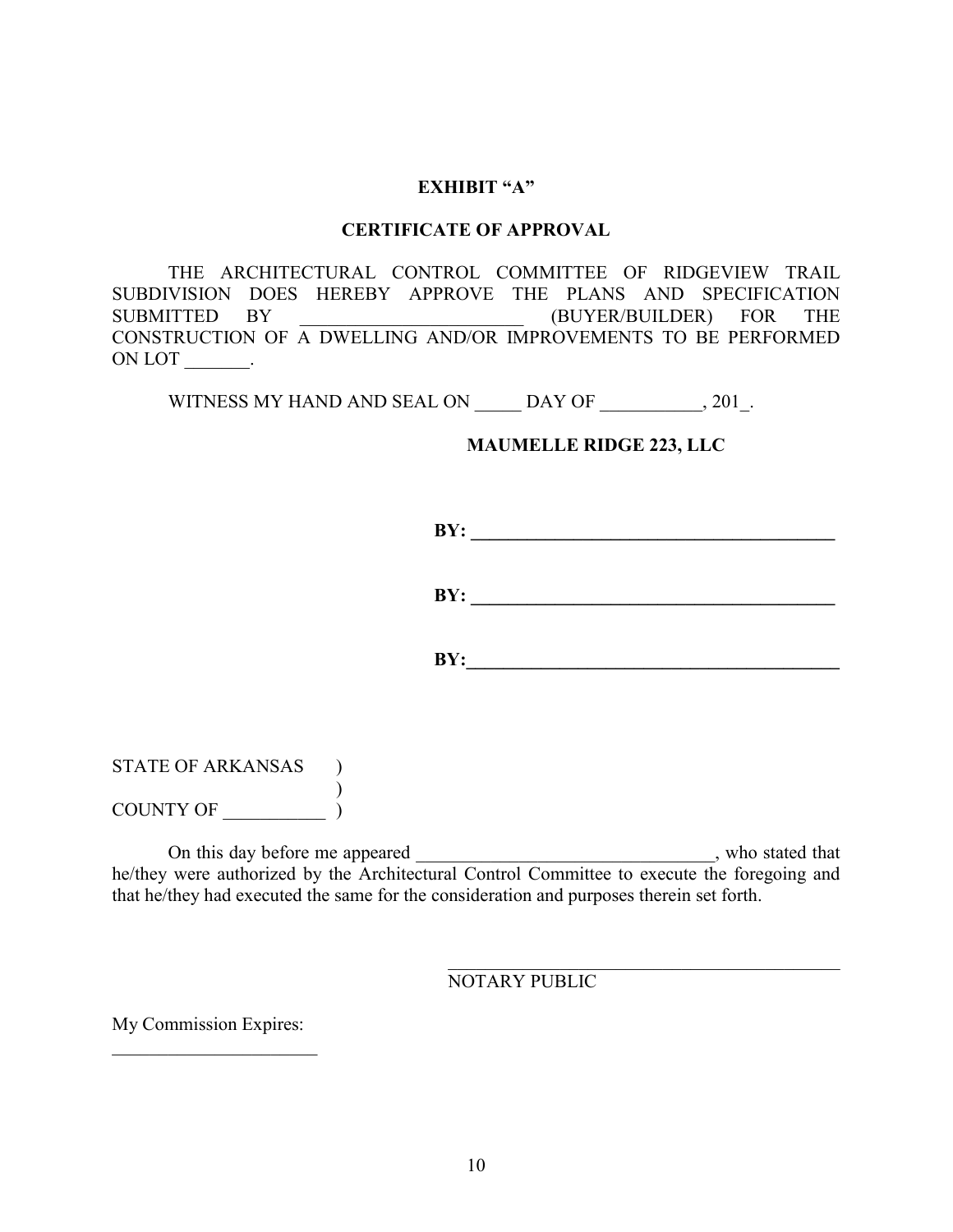**EXHIBIT "A"**

**CERTIFICATE OF APPROVAL**

THE ARCHITECTURAL CONTROL COMMITTEE OF RIDGEVIEW TRAIL SUBDIVISION DOES HEREBY APPROVE THE PLANS AND SPECIFICATION SUBMITTED BY ________________________ (BUYER/BUILDER) FOR THE CONSTRUCTION OF A DWELLING AND/OR IMPROVEMENTS TO BE PERFORMED ON LOT _______.

WITNESS MY HAND AND SEAL ON _____ DAY OF ___________, 201_.

**MAUMELLE RIDGE 223, LLC**

**BY: _________________________________________**

**BY: _________________________________________**

**BY:_________________________________________**

STATE OF ARKANSAS )
)
COUNTY OF ___________ )

On this day before me appeared ________________________________, who stated that he/they were authorized by the Architectural Control Committee to execute the foregoing and that he/they had executed the same for the consideration and purposes therein set forth.

___________________________________________
NOTARY PUBLIC

My Commission Expires:
______________________